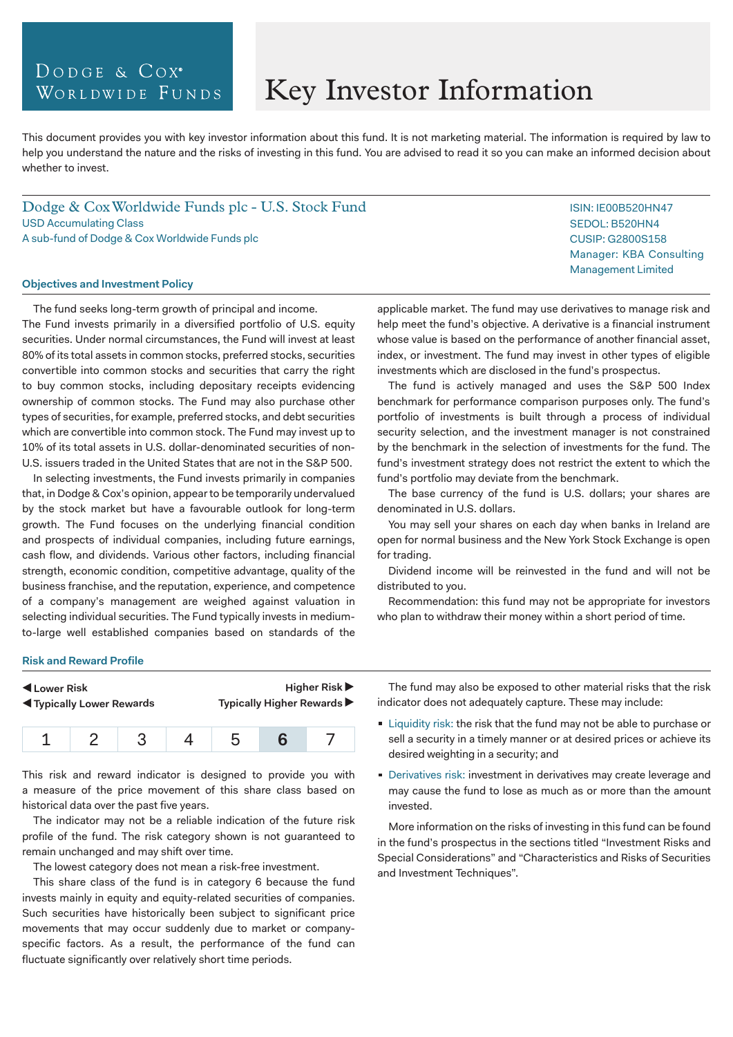Dodge & Cox Worldwide Funds

# Key Investor Information

This document provides you with key investor information about this fund. It is not marketing material. The information is required by law to help you understand the nature and the risks of investing in this fund. You are advised to read it so you can make an informed decision about whether to invest.

## Dodge & Cox Worldwide Funds plc - U.S. Stock Fund

USD Accumulating Class
A sub-fund of Dodge & Cox Worldwide Funds plc

ISIN: IE00B520HN47
SEDOL: B520HN4
CUSIP: G2800S158
Manager: KBA Consulting Management Limited

### Objectives and Investment Policy

The fund seeks long-term growth of principal and income.
The Fund invests primarily in a diversified portfolio of U.S. equity securities. Under normal circumstances, the Fund will invest at least 80% of its total assets in common stocks, preferred stocks, securities convertible into common stocks and securities that carry the right to buy common stocks, including depositary receipts evidencing ownership of common stocks. The Fund may also purchase other types of securities, for example, preferred stocks, and debt securities which are convertible into common stock. The Fund may invest up to 10% of its total assets in U.S. dollar-denominated securities of non-U.S. issuers traded in the United States that are not in the S&P 500.

In selecting investments, the Fund invests primarily in companies that, in Dodge & Cox's opinion, appear to be temporarily undervalued by the stock market but have a favourable outlook for long-term growth. The Fund focuses on the underlying financial condition and prospects of individual companies, including future earnings, cash flow, and dividends. Various other factors, including financial strength, economic condition, competitive advantage, quality of the business franchise, and the reputation, experience, and competence of a company's management are weighed against valuation in selecting individual securities. The Fund typically invests in medium-to-large well established companies based on standards of the applicable market. The fund may use derivatives to manage risk and help meet the fund's objective. A derivative is a financial instrument whose value is based on the performance of another financial asset, index, or investment. The fund may invest in other types of eligible investments which are disclosed in the fund's prospectus.

The fund is actively managed and uses the S&P 500 Index benchmark for performance comparison purposes only. The fund's portfolio of investments is built through a process of individual security selection, and the investment manager is not constrained by the benchmark in the selection of investments for the fund. The fund's investment strategy does not restrict the extent to which the fund's portfolio may deviate from the benchmark.

The base currency of the fund is U.S. dollars; your shares are denominated in U.S. dollars.

You may sell your shares on each day when banks in Ireland are open for normal business and the New York Stock Exchange is open for trading.

Dividend income will be reinvested in the fund and will not be distributed to you.

Recommendation: this fund may not be appropriate for investors who plan to withdraw their money within a short period of time.

### Risk and Reward Profile

◀ **Lower Risk** — **Higher Risk** ▶
◀ **Typically Lower Rewards** — **Typically Higher Rewards** ▶

| 1 | 2 | 3 | 4 | 5 | **6** | 7 |
|---|---|---|---|---|---|---|

This risk and reward indicator is designed to provide you with a measure of the price movement of this share class based on historical data over the past five years.

The indicator may not be a reliable indication of the future risk profile of the fund. The risk category shown is not guaranteed to remain unchanged and may shift over time.

The lowest category does not mean a risk-free investment.

This share class of the fund is in category 6 because the fund invests mainly in equity and equity-related securities of companies. Such securities have historically been subject to significant price movements that may occur suddenly due to market or company-specific factors. As a result, the performance of the fund can fluctuate significantly over relatively short time periods.

The fund may also be exposed to other material risks that the risk indicator does not adequately capture. These may include:

- Liquidity risk: the risk that the fund may not be able to purchase or sell a security in a timely manner or at desired prices or achieve its desired weighting in a security; and
- Derivatives risk: investment in derivatives may create leverage and may cause the fund to lose as much as or more than the amount invested.

More information on the risks of investing in this fund can be found in the fund's prospectus in the sections titled "Investment Risks and Special Considerations" and "Characteristics and Risks of Securities and Investment Techniques".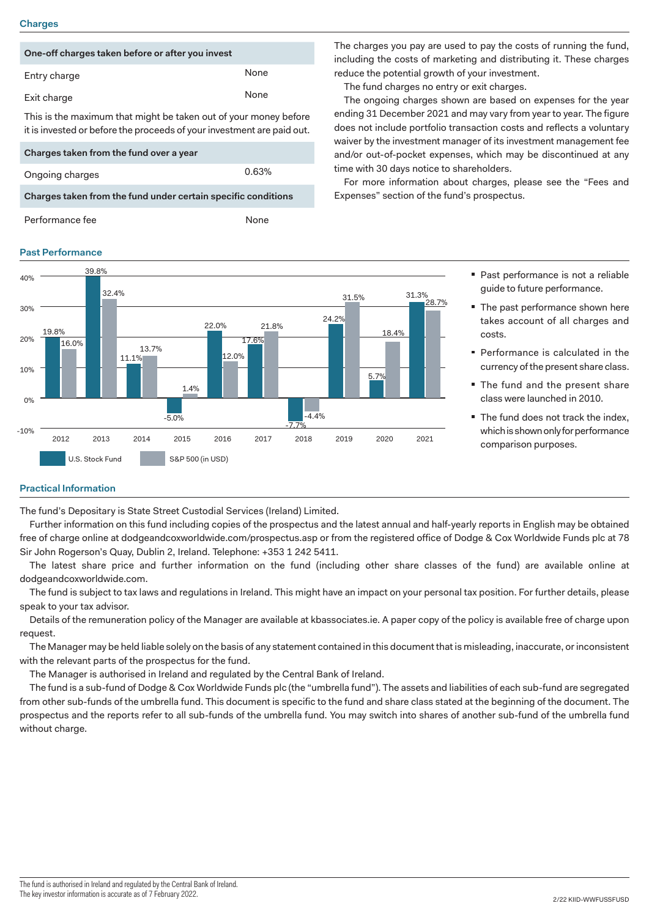## Charges

| One-off charges taken before or after you invest | |
|---|---|
| Entry charge | None |
| Exit charge | None |
| This is the maximum that might be taken out of your money before it is invested or before the proceeds of your investment are paid out. | |
| **Charges taken from the fund over a year** | |
| Ongoing charges | 0.63% |
| **Charges taken from the fund under certain specific conditions** | |
| Performance fee | None |

The charges you pay are used to pay the costs of running the fund, including the costs of marketing and distributing it. These charges reduce the potential growth of your investment.

The fund charges no entry or exit charges.

The ongoing charges shown are based on expenses for the year ending 31 December 2021 and may vary from year to year. The figure does not include portfolio transaction costs and reflects a voluntary waiver by the investment manager of its investment management fee and/or out-of-pocket expenses, which may be discontinued at any time with 30 days notice to shareholders.

For more information about charges, please see the "Fees and Expenses" section of the fund's prospectus.

## Past Performance

40%
30%
20%
10%
0%
-10%

2012: 19.8% 16.0%
2013: 39.8% 32.4%
2014: 11.1% 13.7%
2015: -5.0% 1.4%
2016: 22.0% 12.0%
2017: 17.6% 21.8%
2018: -7.7% -4.4%
2019: 24.2% 31.5%
2020: 5.7% 18.4%
2021: 31.3% 28.7%

U.S. Stock Fund
S&P 500 (in USD)

- Past performance is not a reliable guide to future performance.
- The past performance shown here takes account of all charges and costs.
- Performance is calculated in the currency of the present share class.
- The fund and the present share class were launched in 2010.
- The fund does not track the index, which is shown only for performance comparison purposes.

## Practical Information

The fund's Depositary is State Street Custodial Services (Ireland) Limited.

Further information on this fund including copies of the prospectus and the latest annual and half-yearly reports in English may be obtained free of charge online at dodgeandcoxworldwide.com/prospectus.asp or from the registered office of Dodge & Cox Worldwide Funds plc at 78 Sir John Rogerson's Quay, Dublin 2, Ireland. Telephone: +353 1 242 5411.

The latest share price and further information on the fund (including other share classes of the fund) are available online at dodgeandcoxworldwide.com.

The fund is subject to tax laws and regulations in Ireland. This might have an impact on your personal tax position. For further details, please speak to your tax advisor.

Details of the remuneration policy of the Manager are available at kbassociates.ie. A paper copy of the policy is available free of charge upon request.

The Manager may be held liable solely on the basis of any statement contained in this document that is misleading, inaccurate, or inconsistent with the relevant parts of the prospectus for the fund.

The Manager is authorised in Ireland and regulated by the Central Bank of Ireland.

The fund is a sub-fund of Dodge & Cox Worldwide Funds plc (the "umbrella fund"). The assets and liabilities of each sub-fund are segregated from other sub-funds of the umbrella fund. This document is specific to the fund and share class stated at the beginning of the document. The prospectus and the reports refer to all sub-funds of the umbrella fund. You may switch into shares of another sub-fund of the umbrella fund without charge.

The fund is authorised in Ireland and regulated by the Central Bank of Ireland.
The key investor information is accurate as of 7 February 2022.